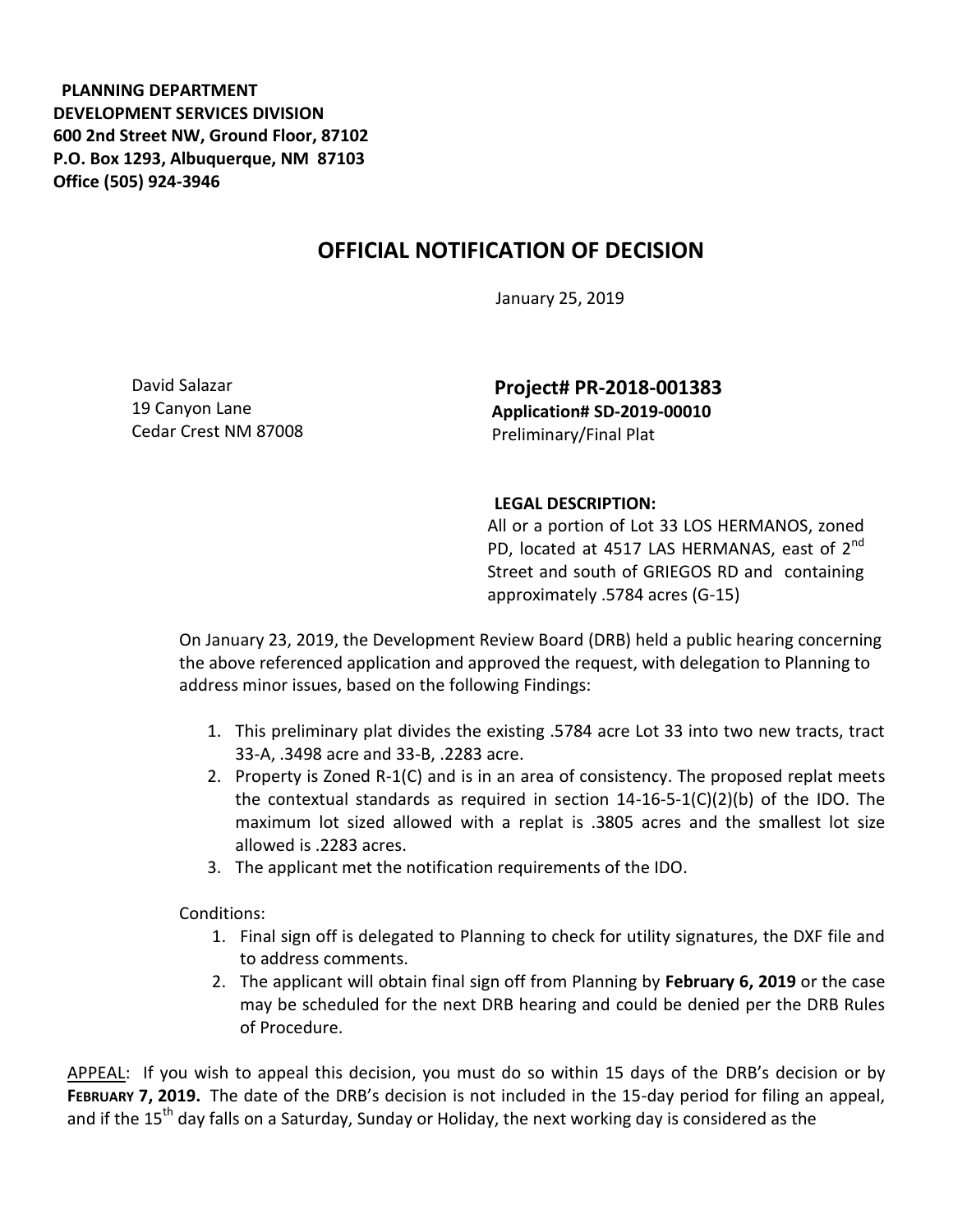**PLANNING DEPARTMENT**
**DEVELOPMENT SERVICES DIVISION**
**600 2nd Street NW, Ground Floor, 87102**
**P.O. Box 1293, Albuquerque, NM 87103**
**Office (505) 924-3946**

# OFFICIAL NOTIFICATION OF DECISION

January 25, 2019

David Salazar
19 Canyon Lane
Cedar Crest NM 87008

**Project# PR-2018-001383**
**Application# SD-2019-00010**
Preliminary/Final Plat

**LEGAL DESCRIPTION:**
All or a portion of Lot 33 LOS HERMANOS, zoned PD, located at 4517 LAS HERMANAS, east of 2nd Street and south of GRIEGOS RD and containing approximately .5784 acres (G-15)

On January 23, 2019, the Development Review Board (DRB) held a public hearing concerning the above referenced application and approved the request, with delegation to Planning to address minor issues, based on the following Findings:

1. This preliminary plat divides the existing .5784 acre Lot 33 into two new tracts, tract 33-A, .3498 acre and 33-B, .2283 acre.
2. Property is Zoned R-1(C) and is in an area of consistency. The proposed replat meets the contextual standards as required in section 14-16-5-1(C)(2)(b) of the IDO. The maximum lot sized allowed with a replat is .3805 acres and the smallest lot size allowed is .2283 acres.
3. The applicant met the notification requirements of the IDO.

Conditions:

1. Final sign off is delegated to Planning to check for utility signatures, the DXF file and to address comments.
2. The applicant will obtain final sign off from Planning by **February 6, 2019** or the case may be scheduled for the next DRB hearing and could be denied per the DRB Rules of Procedure.

APPEAL: If you wish to appeal this decision, you must do so within 15 days of the DRB's decision or by **FEBRUARY 7, 2019.** The date of the DRB's decision is not included in the 15-day period for filing an appeal, and if the 15th day falls on a Saturday, Sunday or Holiday, the next working day is considered as the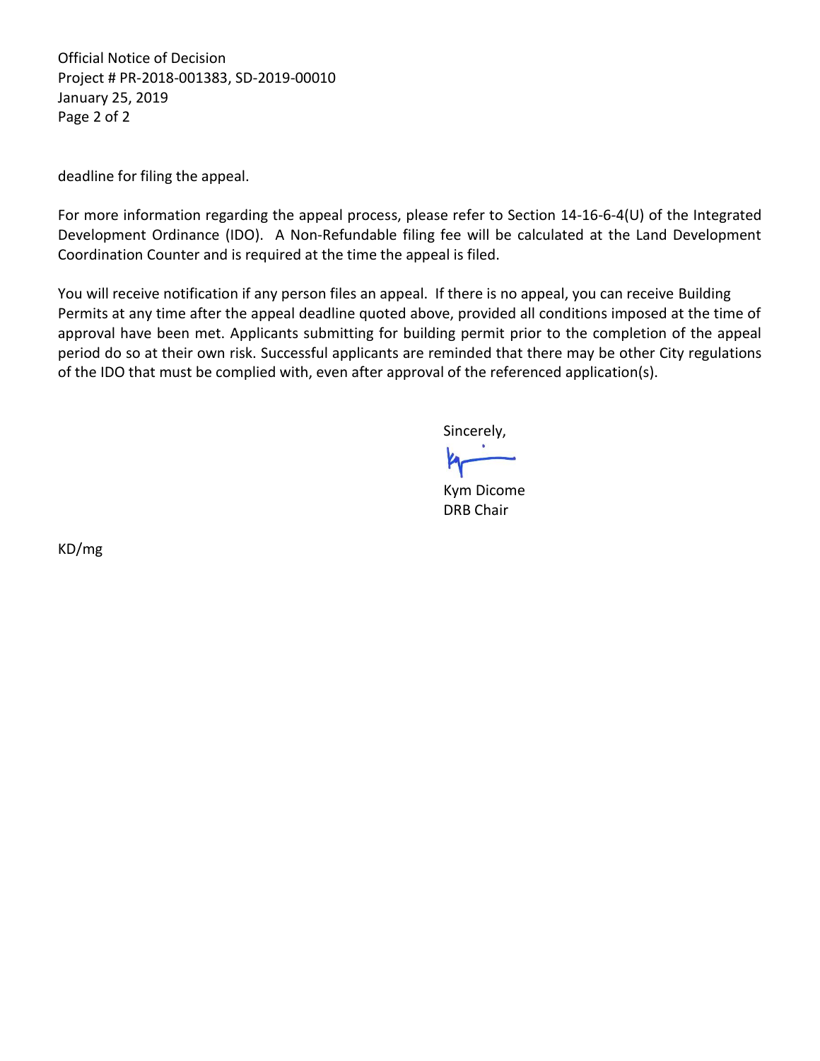deadline for filing the appeal.

For more information regarding the appeal process, please refer to Section 14-16-6-4(U) of the Integrated Development Ordinance (IDO). A Non-Refundable filing fee will be calculated at the Land Development Coordination Counter and is required at the time the appeal is filed.

You will receive notification if any person files an appeal. If there is no appeal, you can receive Building Permits at any time after the appeal deadline quoted above, provided all conditions imposed at the time of approval have been met. Applicants submitting for building permit prior to the completion of the appeal period do so at their own risk. Successful applicants are reminded that there may be other City regulations of the IDO that must be complied with, even after approval of the referenced application(s).

Sincerely,

Kym Dicome
DRB Chair

KD/mg